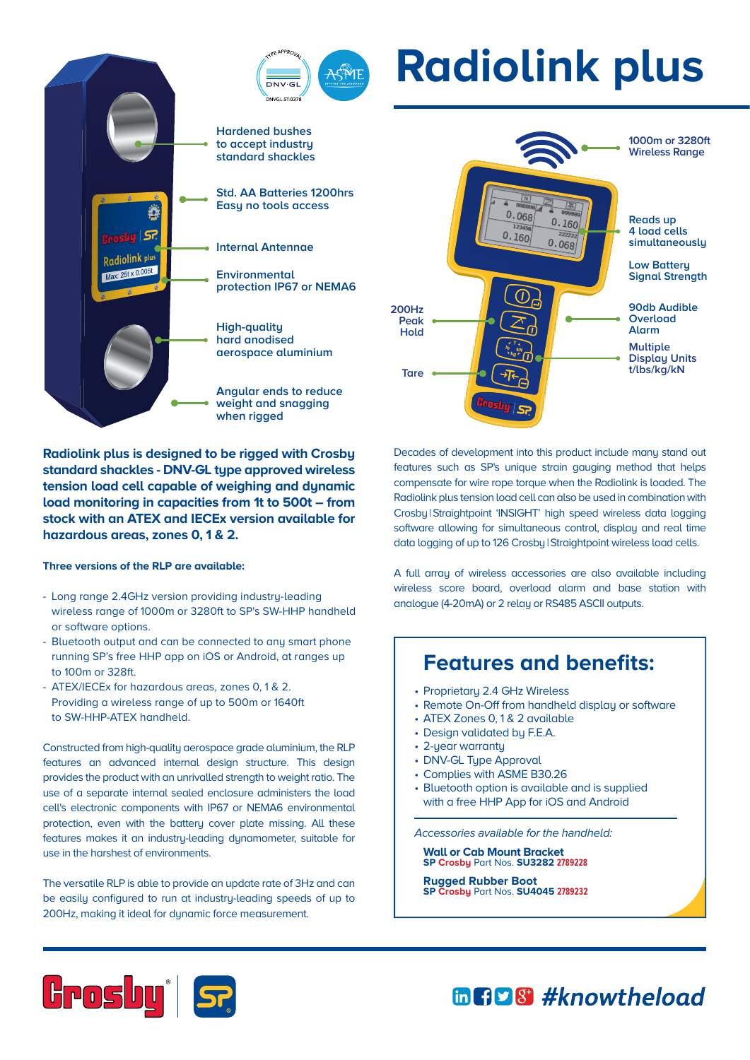# Radiolink plus

Hardened bushes to accept industry standard shackles

Std. AA Batteries 1200hrs Easy no tools access

Internal Antennae

Environmental protection IP67 or NEMA6

High-quality hard anodised aerospace aluminium

Angular ends to reduce weight and snagging when rigged

1000m or 3280ft Wireless Range

Reads up 4 load cells simultaneously

Low Battery Signal Strength

90db Audible Overload Alarm

Multiple Display Units t/lbs/kg/kN

200Hz Peak Hold

Tare

**Radiolink plus is designed to be rigged with Crosby standard shackles - DNV-GL type approved wireless tension load cell capable of weighing and dynamic load monitoring in capacities from 1t to 500t – from stock with an ATEX and IECEx version available for hazardous areas, zones 0, 1 & 2.**

**Three versions of the RLP are available:**

- Long range 2.4GHz version providing industry-leading wireless range of 1000m or 3280ft to SP's SW-HHP handheld or software options.
- Bluetooth output and can be connected to any smart phone running SP's free HHP app on iOS or Android, at ranges up to 100m or 328ft.
- ATEX/IECEx for hazardous areas, zones 0, 1 & 2. Providing a wireless range of up to 500m or 1640ft to SW-HHP-ATEX handheld.

Constructed from high-quality aerospace grade aluminium, the RLP features an advanced internal design structure. This design provides the product with an unrivalled strength to weight ratio. The use of a separate internal sealed enclosure administers the load cell's electronic components with IP67 or NEMA6 environmental protection, even with the battery cover plate missing. All these features makes it an industry-leading dynamometer, suitable for use in the harshest of environments.

The versatile RLP is able to provide an update rate of 3Hz and can be easily configured to run at industry-leading speeds of up to 200Hz, making it ideal for dynamic force measurement.

Decades of development into this product include many stand out features such as SP's unique strain gauging method that helps compensate for wire rope torque when the Radiolink is loaded. The Radiolink plus tension load cell can also be used in combination with Crosby | Straightpoint 'INSIGHT' high speed wireless data logging software allowing for simultaneous control, display and real time data logging of up to 126 Crosby | Straightpoint wireless load cells.

A full array of wireless accessories are also available including wireless score board, overload alarm and base station with analogue (4-20mA) or 2 relay or RS485 ASCII outputs.

## Features and benefits:

- Proprietary 2.4 GHz Wireless
- Remote On-Off from handheld display or software
- ATEX Zones 0, 1 & 2 available
- Design validated by F.E.A.
- 2-year warranty
- DNV-GL Type Approval
- Complies with ASME B30.26
- Bluetooth option is available and is supplied with a free HHP App for iOS and Android

*Accessories available for the handheld:*

**Wall or Cab Mount Bracket**
**SP Crosby** Part Nos. **SU3282 2789228**

**Rugged Rubber Boot**
**SP Crosby** Part Nos. **SU4045 2789232**

#knowtheload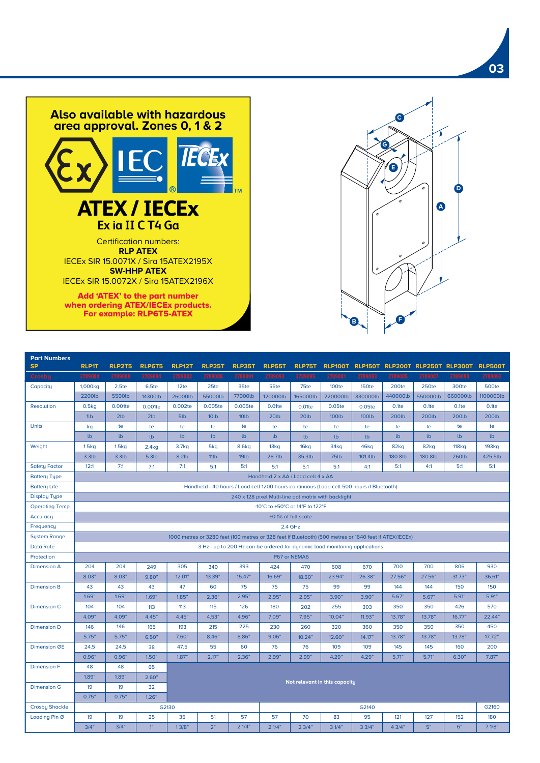## Also available with hazardous area approval. Zones 0, 1 & 2

# ATEX / IECEx

**Ex ia II C T4 Ga**

Certification numbers:

**RLP ATEX**

IECEx SIR 15.0071X / Sira 15ATEX2195X

**SW-HHP ATEX**

IECEx SIR 15.0072X / Sira 15ATEX2196X

**Add 'ATEX' to the part number when ordering ATEX/IECEx products. For example: RLP6T5-ATEX**

C G E D A B F

| Part Numbers SP | RLP1T | RLP2T5 | RLP6T5 | RLP12T | RLP25T | RLP35T | RLP55T | RLP75T | RLP100T | RLP150T | RLP200T | RLP250T | RLP300T | RLP500T |
|---|---|---|---|---|---|---|---|---|---|---|---|---|---|---|
| Crosby | 2789084 | 2789089 | 2789094 | 2789082 | 2789088 | 2789091 | 2789093 | 2789095 | 2789081 | 2789083 | 2789085 | 2789087 | 2789090 | 2789092 |
| Capacity | 1,000kg | 2.5te | 6.5te | 12te | 25te | 35te | 55te | 75te | 100te | 150te | 200te | 250te | 300te | 500te |
| | 2200lb | 5500lb | 14300lb | 26000lb | 55000lb | 77000lb | 120000lb | 165000lb | 220000lb | 330000lb | 440000lb | 550000lb | 660000lb | 1100000lb |
| Resolution | 0.5kg | 0.001te | 0.001te | 0.002te | 0.005te | 0.005te | 0.01te | 0.01te | 0.05te | 0.05te | 0.1te | 0.1te | 0.1te | 0.1te |
| | 1lb | 2lb | 2lb | 5lb | 10lb | 10lb | 20lb | 20lb | 100lb | 100lb | 200lb | 200lb | 200lb | 200lb |
| Units | kg | te | te | te | te | te | te | te | te | te | te | te | te | te |
| | lb | lb | lb | lb | lb | lb | lb | lb | lb | lb | lb | lb | lb | lb |
| Weight | 1.5kg | 1.5kg | 2.4kg | 3.7kg | 5kg | 8.6kg | 13kg | 16kg | 34kg | 46kg | 82kg | 82kg | 118kg | 193kg |
| | 3.3lb | 3.3lb | 5.3lb | 8.2lb | 11lb | 19lb | 28.7lb | 35.3lb | 75lb | 101.4lb | 180.8lb | 180.8lb | 260lb | 425.5lb |
| Safety Factor | 12:1 | 7:1 | 7:1 | 7:1 | 5:1 | 5:1 | 5:1 | 5:1 | 5:1 | 4:1 | 5:1 | 4:1 | 5:1 | 5:1 |
| Battery Type | Handheld 2 x AA / Load cell 4 x AA | | | | | | | | | | | | | |
| Battery Life | Handheld - 40 hours / Load cell 1200 hours continuous (Load cell 500 hours if Bluetooth) | | | | | | | | | | | | | |
| Display Type | 240 x 128 pixel Multi-line dot matrix with backlight | | | | | | | | | | | | | |
| Operating Temp | -10°C to +50°C or 14°F to 122°F | | | | | | | | | | | | | |
| Accuracy | ±0.1% of full scale | | | | | | | | | | | | | |
| Frequency | 2.4 GHz | | | | | | | | | | | | | |
| System Range | 1000 metres or 3280 feet (100 metres or 328 feet if Bluetooth) (500 metres or 1640 feet if ATEX/IECEx) | | | | | | | | | | | | | |
| Data Rate | 3 Hz - up to 200 Hz can be ordered for dynamic load monitoring applications | | | | | | | | | | | | | |
| Protection | IP67 or NEMA6 | | | | | | | | | | | | | |
| Dimension A | 204 | 204 | 249 | 305 | 340 | 393 | 424 | 470 | 608 | 670 | 700 | 700 | 806 | 930 |
| | 8.03" | 8.03" | 9.80" | 12.01" | 13.39" | 15.47" | 16.69" | 18.50" | 23.94" | 26.38" | 27.56" | 27.56" | 31.73" | 36.61" |
| Dimension B | 43 | 43 | 43 | 47 | 60 | 75 | 75 | 75 | 99 | 99 | 144 | 144 | 150 | 150 |
| | 1.69" | 1.69" | 1.69" | 1.85" | 2.36" | 2.95" | 2.95" | 2.95" | 3.90" | 3.90" | 5.67" | 5.67" | 5.91" | 5.91" |
| Dimension C | 104 | 104 | 113 | 113 | 115 | 126 | 180 | 202 | 255 | 303 | 350 | 350 | 426 | 570 |
| | 4.09" | 4.09" | 4.45" | 4.45" | 4.53" | 4.96" | 7.09" | 7.95" | 10.04" | 11.93" | 13.78" | 13.78" | 16.77" | 22.44" |
| Dimension D | 146 | 146 | 165 | 193 | 215 | 225 | 230 | 260 | 320 | 360 | 350 | 350 | 350 | 450 |
| | 5.75" | 5.75" | 6.50" | 7.60" | 8.46" | 8.86" | 9.06" | 10.24" | 12.60" | 14.17" | 13.78" | 13.78" | 13.78" | 17.72" |
| Dimension ØE | 24.5 | 24.5 | 38 | 47.5 | 55 | 60 | 76 | 76 | 109 | 109 | 145 | 145 | 160 | 200 |
| | 0.96" | 0.96" | 1.50" | 1.87" | 2.17" | 2.36" | 2.99" | 2.99" | 4.29" | 4.29" | 5.71" | 5.71" | 6.30" | 7.87" |
| Dimension F | 48 | 48 | 65 | Not relevant in this capacity | | | | | | | | | | |
| | 1.89" | 1.89" | 2.60" | | | | | | | | | | | |
| Dimension G | 19 | 19 | 32 | | | | | | | | | | | |
| | 0.75" | 0.75" | 1.26" | | | | | | | | | | | |
| Crosby Shackle | G2130 | | | | | | G2140 | | | | | | | G2160 |
| Loading Pin Ø | 19 | 19 | 25 | 35 | 51 | 57 | 57 | 70 | 83 | 95 | 121 | 127 | 152 | 180 |
| | 3/4" | 3/4" | 1" | 1 3/8" | 2" | 2 1/4" | 2 1/4" | 2 3/4" | 3 1/4" | 3 3/4" | 4 3/4" | 5" | 6" | 7 1/8" |